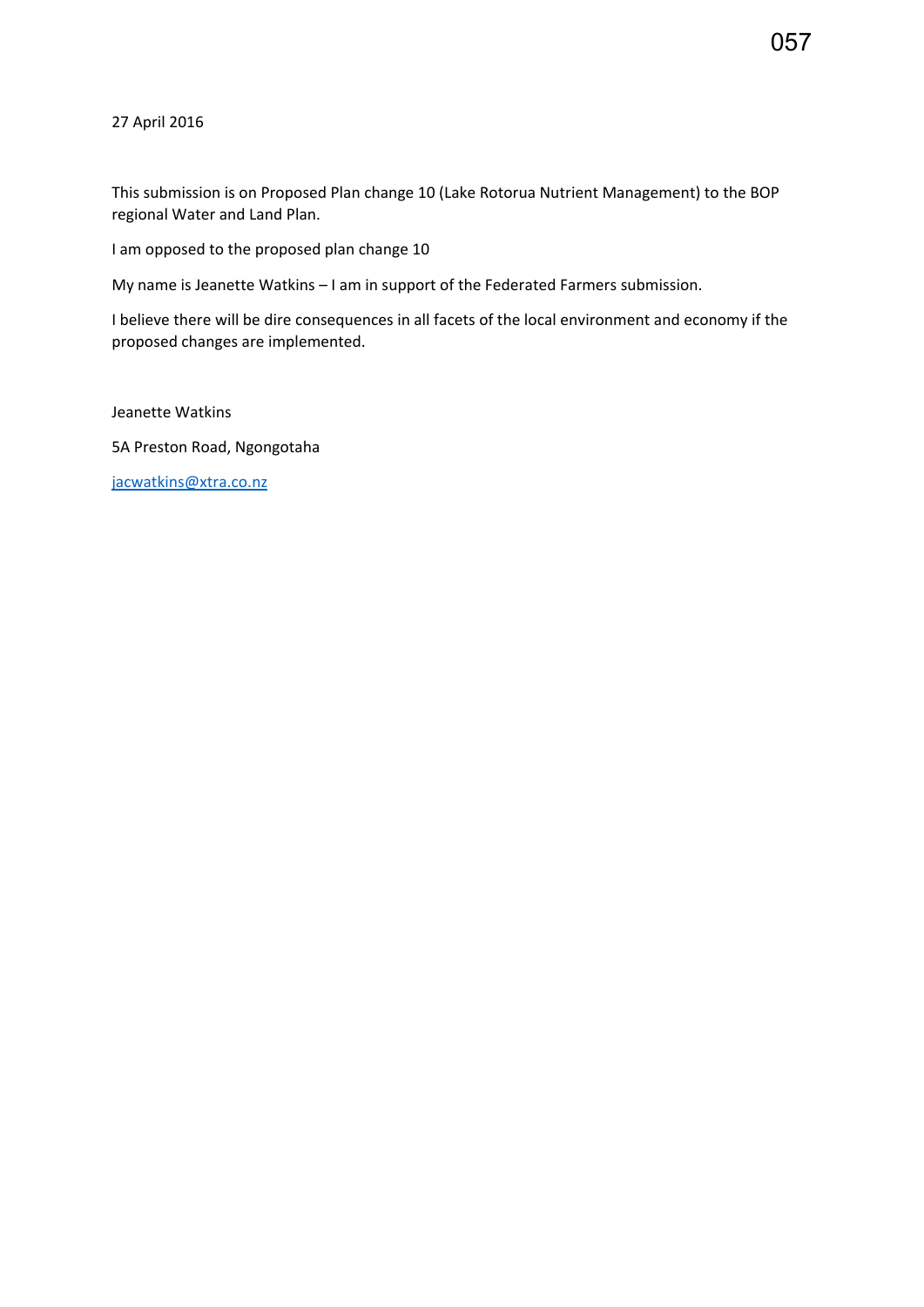27 April 2016

This submission is on Proposed Plan change 10 (Lake Rotorua Nutrient Management) to the BOP regional Water and Land Plan.

I am opposed to the proposed plan change 10

My name is Jeanette Watkins – I am in support of the Federated Farmers submission.

I believe there will be dire consequences in all facets of the local environment and economy if the proposed changes are implemented.

Jeanette Watkins

5A Preston Road, Ngongotaha

jacwatkins@xtra.co.nz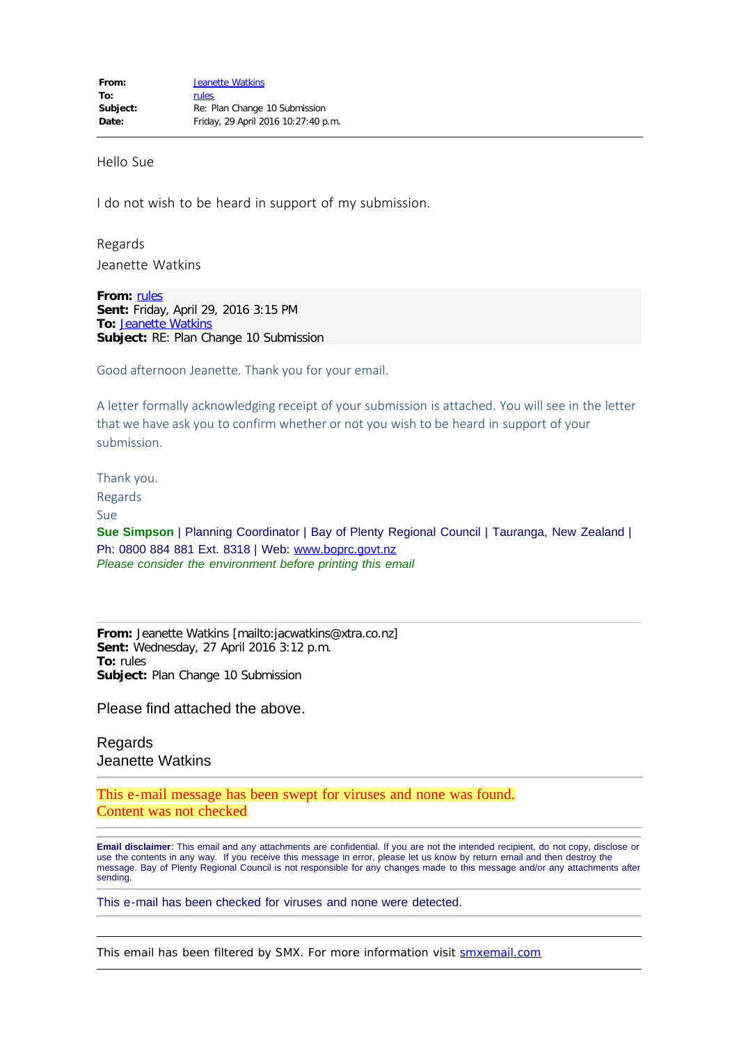| | |
|---|---|
| **From:** | Jeanette Watkins |
| **To:** | rules |
| **Subject:** | Re: Plan Change 10 Submission |
| **Date:** | Friday, 29 April 2016 10:27:40 p.m. |

---

Hello Sue

I do not wish to be heard in support of my submission.

Regards

Jeanette Watkins

**From:** rules
**Sent:** Friday, April 29, 2016 3:15 PM
**To:** Jeanette Watkins
**Subject:** RE: Plan Change 10 Submission

Good afternoon Jeanette. Thank you for your email.

A letter formally acknowledging receipt of your submission is attached. You will see in the letter that we have ask you to confirm whether or not you wish to be heard in support of your submission.

Thank you.

Regards

Sue

**Sue Simpson** | Planning Coordinator | Bay of Plenty Regional Council | Tauranga, New Zealand | Ph: 0800 884 881 Ext. 8318 | Web: www.boprc.govt.nz

*Please consider the environment before printing this email*

---

**From:** Jeanette Watkins [mailto:jacwatkins@xtra.co.nz]
**Sent:** Wednesday, 27 April 2016 3:12 p.m.
**To:** rules
**Subject:** Plan Change 10 Submission

Please find attached the above.

Regards

Jeanette Watkins

---

This e-mail message has been swept for viruses and none was found.
Content was not checked

---

**Email disclaimer**: This email and any attachments are confidential. If you are not the intended recipient, do not copy, disclose or use the contents in any way. If you receive this message in error, please let us know by return email and then destroy the message. Bay of Plenty Regional Council is not responsible for any changes made to this message and/or any attachments after sending.

---

This e-mail has been checked for viruses and none were detected.

---

This email has been filtered by SMX. For more information visit smxemail.com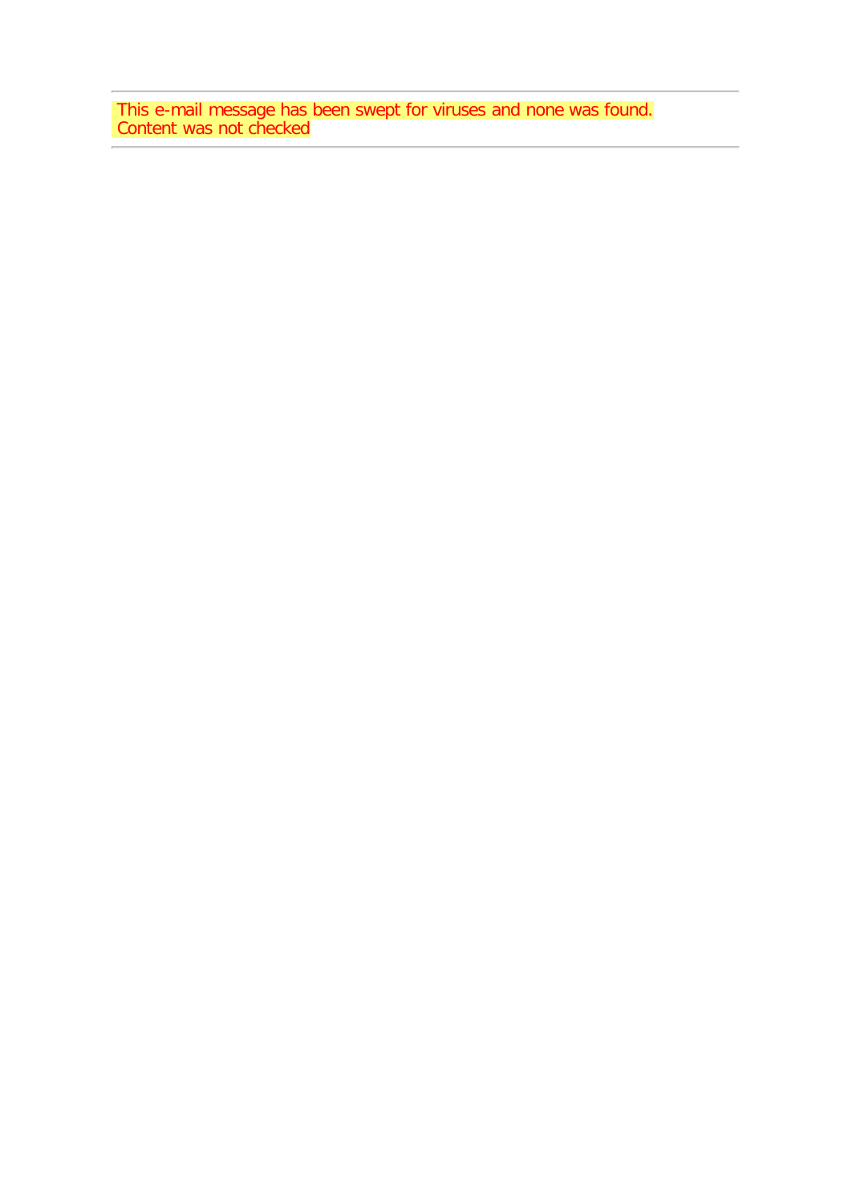---

This e-mail message has been swept for viruses and none was found.
Content was not checked

---